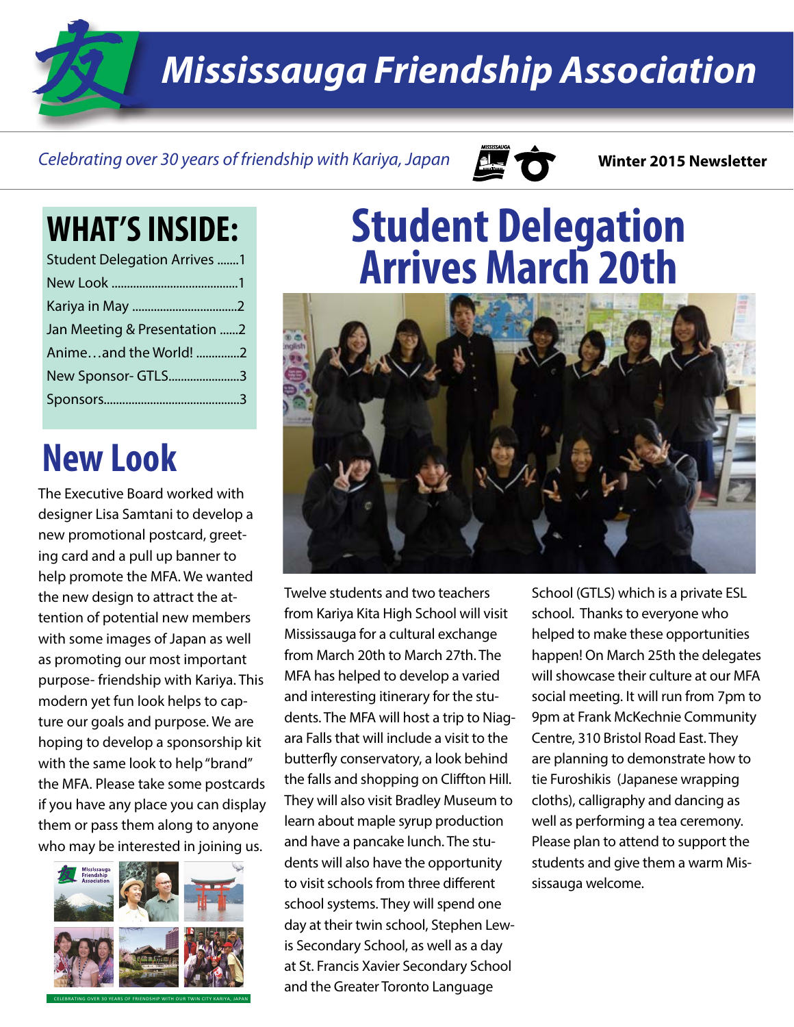# Mississauga Friendship Association

*Celebrating over 30 years of friendship with Kariya, Japan*

**Winter 2015 Newsletter**

## WHAT'S INSIDE:

| | |
|---|---|
| Student Delegation Arrives | 1 |
| New Look | 1 |
| Kariya in May | 2 |
| Jan Meeting & Presentation | 2 |
| Anime…and the World! | 2 |
| New Sponsor- GTLS | 3 |
| Sponsors | 3 |

## New Look

The Executive Board worked with designer Lisa Samtani to develop a new promotional postcard, greeting card and a pull up banner to help promote the MFA. We wanted the new design to attract the attention of potential new members with some images of Japan as well as promoting our most important purpose- friendship with Kariya. This modern yet fun look helps to capture our goals and purpose. We are hoping to develop a sponsorship kit with the same look to help "brand" the MFA. Please take some postcards if you have any place you can display them or pass them along to anyone who may be interested in joining us.

CELEBRATING OVER 30 YEARS OF FRIENDSHIP WITH OUR TWIN CITY KARIYA, JAPAN

# Student Delegation Arrives March 20th

Twelve students and two teachers from Kariya Kita High School will visit Mississauga for a cultural exchange from March 20th to March 27th. The MFA has helped to develop a varied and interesting itinerary for the students. The MFA will host a trip to Niagara Falls that will include a visit to the butterfly conservatory, a look behind the falls and shopping on Cliffton Hill. They will also visit Bradley Museum to learn about maple syrup production and have a pancake lunch. The students will also have the opportunity to visit schools from three different school systems. They will spend one day at their twin school, Stephen Lewis Secondary School, as well as a day at St. Francis Xavier Secondary School and the Greater Toronto Language School (GTLS) which is a private ESL school. Thanks to everyone who helped to make these opportunities happen! On March 25th the delegates will showcase their culture at our MFA social meeting. It will run from 7pm to 9pm at Frank McKechnie Community Centre, 310 Bristol Road East. They are planning to demonstrate how to tie Furoshikis (Japanese wrapping cloths), calligraphy and dancing as well as performing a tea ceremony. Please plan to attend to support the students and give them a warm Mississauga welcome.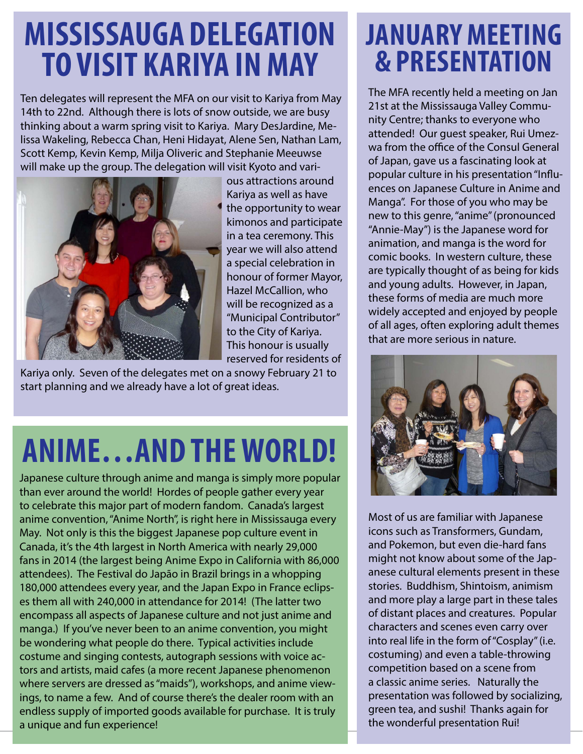# MISSISSAUGA DELEGATION TO VISIT KARIYA IN MAY

Ten delegates will represent the MFA on our visit to Kariya from May 14th to 22nd. Although there is lots of snow outside, we are busy thinking about a warm spring visit to Kariya. Mary DesJardine, Melissa Wakeling, Rebecca Chan, Heni Hidayat, Alene Sen, Nathan Lam, Scott Kemp, Kevin Kemp, Milja Oliveric and Stephanie Meeuwse will make up the group. The delegation will visit Kyoto and various attractions around Kariya as well as have the opportunity to wear kimonos and participate in a tea ceremony. This year we will also attend a special celebration in honour of former Mayor, Hazel McCallion, who will be recognized as a "Municipal Contributor" to the City of Kariya. This honour is usually reserved for residents of Kariya only. Seven of the delegates met on a snowy February 21 to start planning and we already have a lot of great ideas.

# ANIME...AND THE WORLD!

Japanese culture through anime and manga is simply more popular than ever around the world! Hordes of people gather every year to celebrate this major part of modern fandom. Canada's largest anime convention, "Anime North", is right here in Mississauga every May. Not only is this the biggest Japanese pop culture event in Canada, it's the 4th largest in North America with nearly 29,000 fans in 2014 (the largest being Anime Expo in California with 86,000 attendees). The Festival do Japão in Brazil brings in a whopping 180,000 attendees every year, and the Japan Expo in France eclipses them all with 240,000 in attendance for 2014! (The latter two encompass all aspects of Japanese culture and not just anime and manga.) If you've never been to an anime convention, you might be wondering what people do there. Typical activities include costume and singing contests, autograph sessions with voice actors and artists, maid cafes (a more recent Japanese phenomenon where servers are dressed as "maids"), workshops, and anime viewings, to name a few. And of course there's the dealer room with an endless supply of imported goods available for purchase. It is truly a unique and fun experience!

# JANUARY MEETING & PRESENTATION

The MFA recently held a meeting on Jan 21st at the Mississauga Valley Community Centre; thanks to everyone who attended! Our guest speaker, Rui Umezwa from the office of the Consul General of Japan, gave us a fascinating look at popular culture in his presentation "Influences on Japanese Culture in Anime and Manga". For those of you who may be new to this genre, "anime" (pronounced "Annie-May") is the Japanese word for animation, and manga is the word for comic books. In western culture, these are typically thought of as being for kids and young adults. However, in Japan, these forms of media are much more widely accepted and enjoyed by people of all ages, often exploring adult themes that are more serious in nature.

Most of us are familiar with Japanese icons such as Transformers, Gundam, and Pokemon, but even die-hard fans might not know about some of the Japanese cultural elements present in these stories. Buddhism, Shintoism, animism and more play a large part in these tales of distant places and creatures. Popular characters and scenes even carry over into real life in the form of "Cosplay" (i.e. costuming) and even a table-throwing competition based on a scene from a classic anime series. Naturally the presentation was followed by socializing, green tea, and sushi! Thanks again for the wonderful presentation Rui!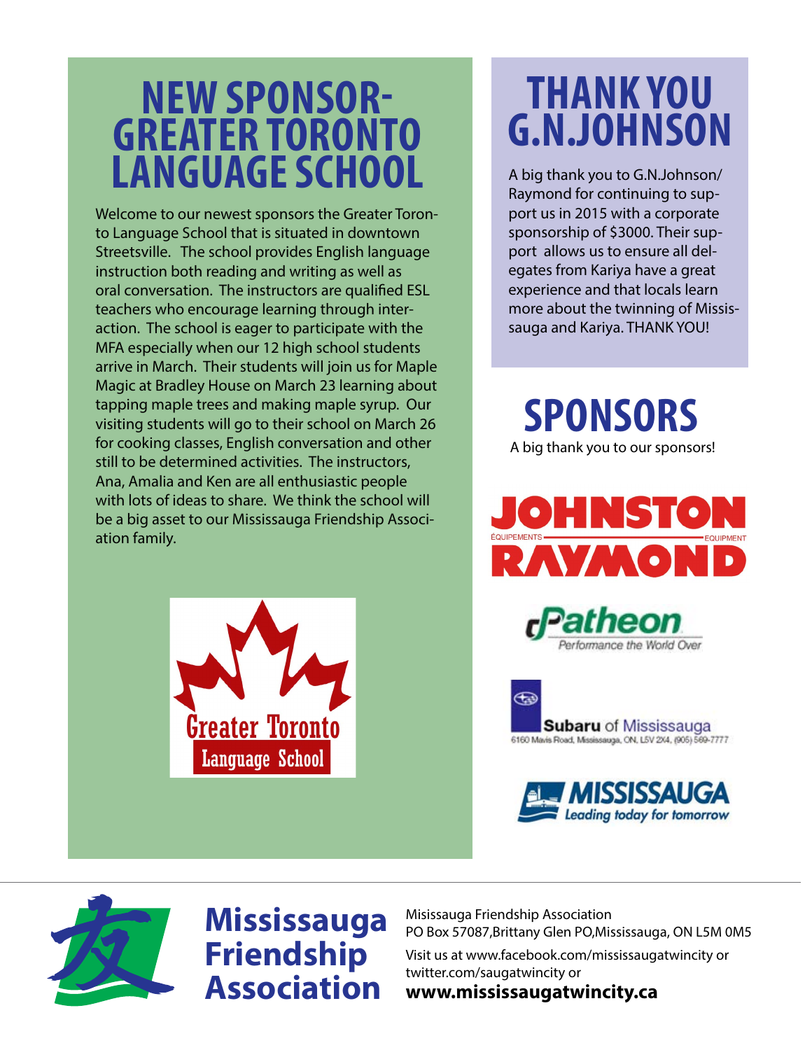# NEW SPONSOR- GREATER TORONTO LANGUAGE SCHOOL

Welcome to our newest sponsors the Greater Toronto Language School that is situated in downtown Streetsville. The school provides English language instruction both reading and writing as well as oral conversation. The instructors are qualified ESL teachers who encourage learning through interaction. The school is eager to participate with the MFA especially when our 12 high school students arrive in March. Their students will join us for Maple Magic at Bradley House on March 23 learning about tapping maple trees and making maple syrup. Our visiting students will go to their school on March 26 for cooking classes, English conversation and other still to be determined activities. The instructors, Ana, Amalia and Ken are all enthusiastic people with lots of ideas to share. We think the school will be a big asset to our Mississauga Friendship Association family.

Greater Toronto
Language School

# THANK YOU G.N.JOHNSON

A big thank you to G.N.Johnson/ Raymond for continuing to support us in 2015 with a corporate sponsorship of $3000. Their support allows us to ensure all delegates from Kariya have a great experience and that locals learn more about the twinning of Mississauga and Kariya. THANK YOU!

# SPONSORS

A big thank you to our sponsors!

JOHNSTON
ÉQUIPEMENTS EQUIPMENT
RAYMOND

Patheon
Performance the World Over

Subaru of Mississauga
6160 Mavis Road, Mississauga, ON, L5V 2X4, (905) 569-7777

MISSISSAUGA
Leading today for tomorrow

**Mississauga Friendship Association**

Mississauga Friendship Association
PO Box 57087,Brittany Glen PO,Mississauga, ON L5M 0M5

Visit us at www.facebook.com/mississaugatwincity or twitter.com/saugatwincity or
**www.mississaugatwincity.ca**